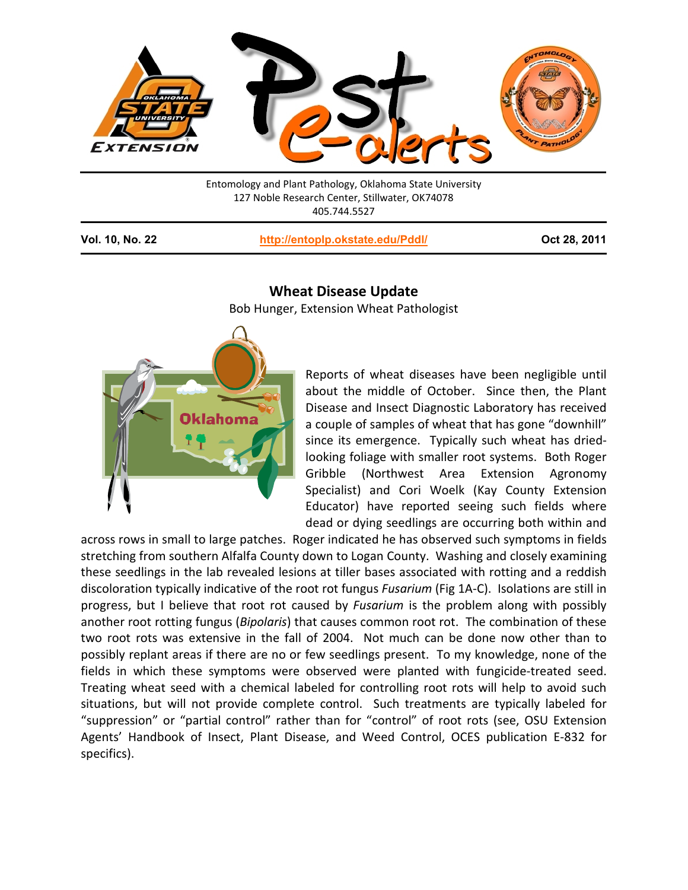Entomology and Plant Pathology, Oklahoma State University
127 Noble Research Center, Stillwater, OK74078
405.744.5527

**Vol. 10, No. 22** | **http://entoplp.okstate.edu/Pddl/** | **Oct 28, 2011**

## Wheat Disease Update

Bob Hunger, Extension Wheat Pathologist

Reports of wheat diseases have been negligible until about the middle of October. Since then, the Plant Disease and Insect Diagnostic Laboratory has received a couple of samples of wheat that has gone "downhill" since its emergence. Typically such wheat has dried-looking foliage with smaller root systems. Both Roger Gribble (Northwest Area Extension Agronomy Specialist) and Cori Woelk (Kay County Extension Educator) have reported seeing such fields where dead or dying seedlings are occurring both within and across rows in small to large patches. Roger indicated he has observed such symptoms in fields stretching from southern Alfalfa County down to Logan County. Washing and closely examining these seedlings in the lab revealed lesions at tiller bases associated with rotting and a reddish discoloration typically indicative of the root rot fungus *Fusarium* (Fig 1A-C). Isolations are still in progress, but I believe that root rot caused by *Fusarium* is the problem along with possibly another root rotting fungus (*Bipolaris*) that causes common root rot. The combination of these two root rots was extensive in the fall of 2004. Not much can be done now other than to possibly replant areas if there are no or few seedlings present. To my knowledge, none of the fields in which these symptoms were observed were planted with fungicide-treated seed. Treating wheat seed with a chemical labeled for controlling root rots will help to avoid such situations, but will not provide complete control. Such treatments are typically labeled for "suppression" or "partial control" rather than for "control" of root rots (see, OSU Extension Agents' Handbook of Insect, Plant Disease, and Weed Control, OCES publication E-832 for specifics).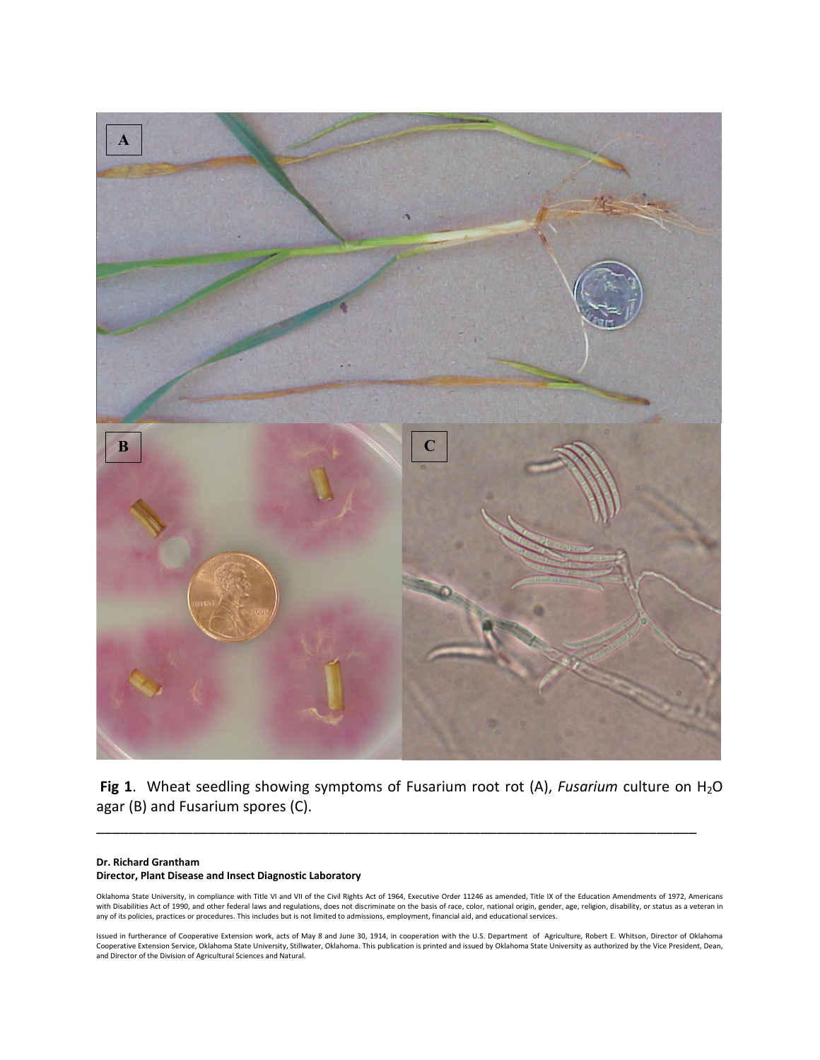**Fig 1**. Wheat seedling showing symptoms of Fusarium root rot (A), *Fusarium* culture on $H_2O$ agar (B) and Fusarium spores (C).

---

**Dr. Richard Grantham**
**Director, Plant Disease and Insect Diagnostic Laboratory**

Oklahoma State University, in compliance with Title VI and VII of the Civil Rights Act of 1964, Executive Order 11246 as amended, Title IX of the Education Amendments of 1972, Americans with Disabilities Act of 1990, and other federal laws and regulations, does not discriminate on the basis of race, color, national origin, gender, age, religion, disability, or status as a veteran in any of its policies, practices or procedures. This includes but is not limited to admissions, employment, financial aid, and educational services.

Issued in furtherance of Cooperative Extension work, acts of May 8 and June 30, 1914, in cooperation with the U.S. Department of Agriculture, Robert E. Whitson, Director of Oklahoma Cooperative Extension Service, Oklahoma State University, Stillwater, Oklahoma. This publication is printed and issued by Oklahoma State University as authorized by the Vice President, Dean, and Director of the Division of Agricultural Sciences and Natural.